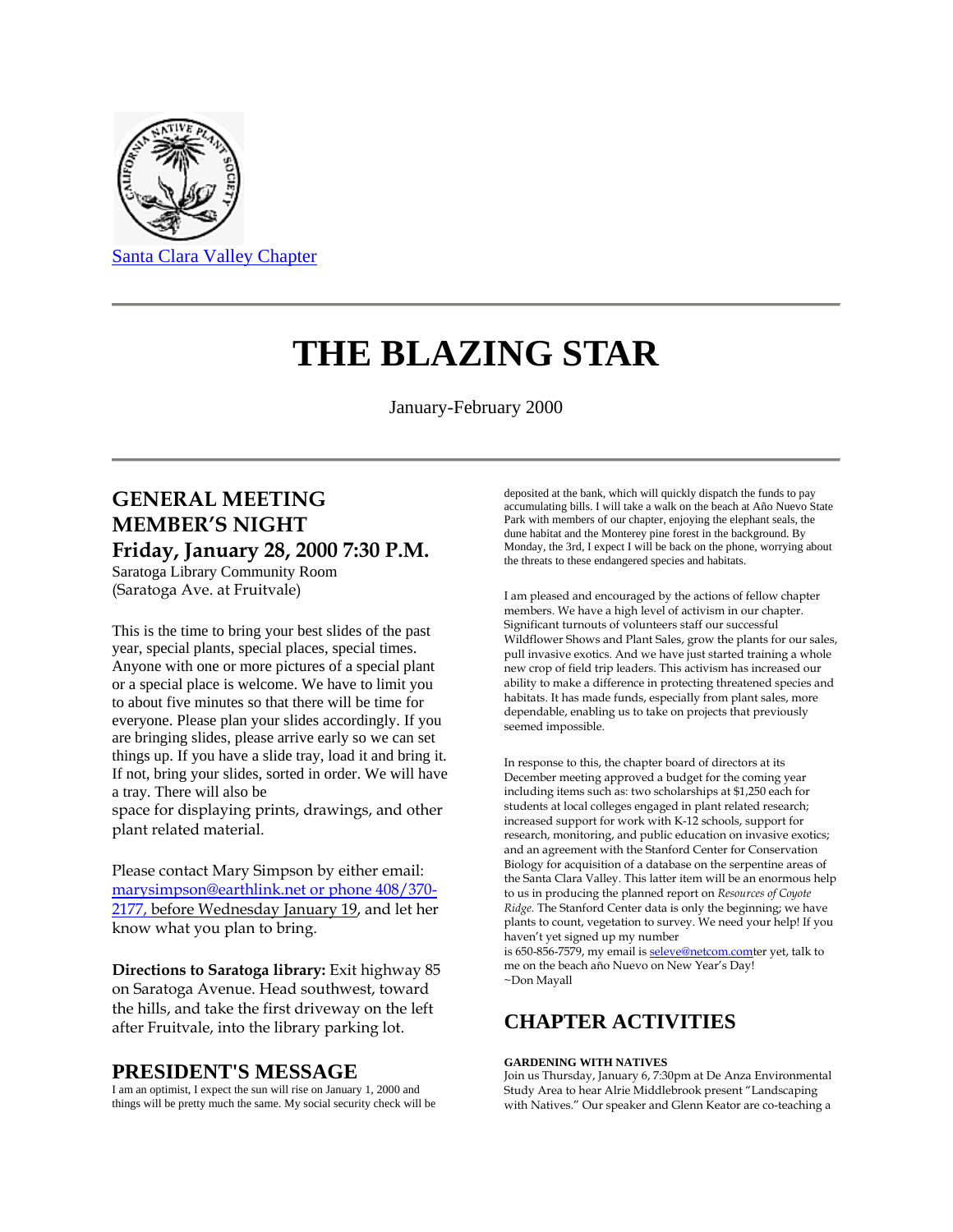Santa Clara Valley Chapter

# THE BLAZING STAR

January-February 2000

## GENERAL MEETING MEMBER'S NIGHT Friday, January 28, 2000 7:30 P.M.

Saratoga Library Community Room
(Saratoga Ave. at Fruitvale)

This is the time to bring your best slides of the past year, special plants, special places, special times. Anyone with one or more pictures of a special plant or a special place is welcome. We have to limit you to about five minutes so that there will be time for everyone. Please plan your slides accordingly. If you are bringing slides, please arrive early so we can set things up. If you have a slide tray, load it and bring it. If not, bring your slides, sorted in order. We will have a tray. There will also be
space for displaying prints, drawings, and other plant related material.

Please contact Mary Simpson by either email: marysimpson@earthlink.net or phone 408/370-2177, before Wednesday January 19, and let her know what you plan to bring.

**Directions to Saratoga library:** Exit highway 85 on Saratoga Avenue. Head southwest, toward the hills, and take the first driveway on the left after Fruitvale, into the library parking lot.

## PRESIDENT'S MESSAGE

I am an optimist, I expect the sun will rise on January 1, 2000 and things will be pretty much the same. My social security check will be deposited at the bank, which will quickly dispatch the funds to pay accumulating bills. I will take a walk on the beach at Año Nuevo State Park with members of our chapter, enjoying the elephant seals, the dune habitat and the Monterey pine forest in the background. By Monday, the 3rd, I expect I will be back on the phone, worrying about the threats to these endangered species and habitats.

I am pleased and encouraged by the actions of fellow chapter members. We have a high level of activism in our chapter. Significant turnouts of volunteers staff our successful Wildflower Shows and Plant Sales, grow the plants for our sales, pull invasive exotics. And we have just started training a whole new crop of field trip leaders. This activism has increased our ability to make a difference in protecting threatened species and habitats. It has made funds, especially from plant sales, more dependable, enabling us to take on projects that previously seemed impossible.

In response to this, the chapter board of directors at its December meeting approved a budget for the coming year including items such as: two scholarships at $1,250 each for students at local colleges engaged in plant related research; increased support for work with K-12 schools, support for research, monitoring, and public education on invasive exotics; and an agreement with the Stanford Center for Conservation Biology for acquisition of a database on the serpentine areas of the Santa Clara Valley. This latter item will be an enormous help to us in producing the planned report on *Resources of Coyote Ridge.* The Stanford Center data is only the beginning; we have plants to count, vegetation to survey. We need your help! If you haven't yet signed up my number
is 650-856-7579, my email is seleve@netcom.comter yet, talk to me on the beach año Nuevo on New Year's Day!
~Don Mayall

## CHAPTER ACTIVITIES

**GARDENING WITH NATIVES**
Join us Thursday, January 6, 7:30pm at De Anza Environmental Study Area to hear Alrie Middlebrook present "Landscaping with Natives." Our speaker and Glenn Keator are co-teaching a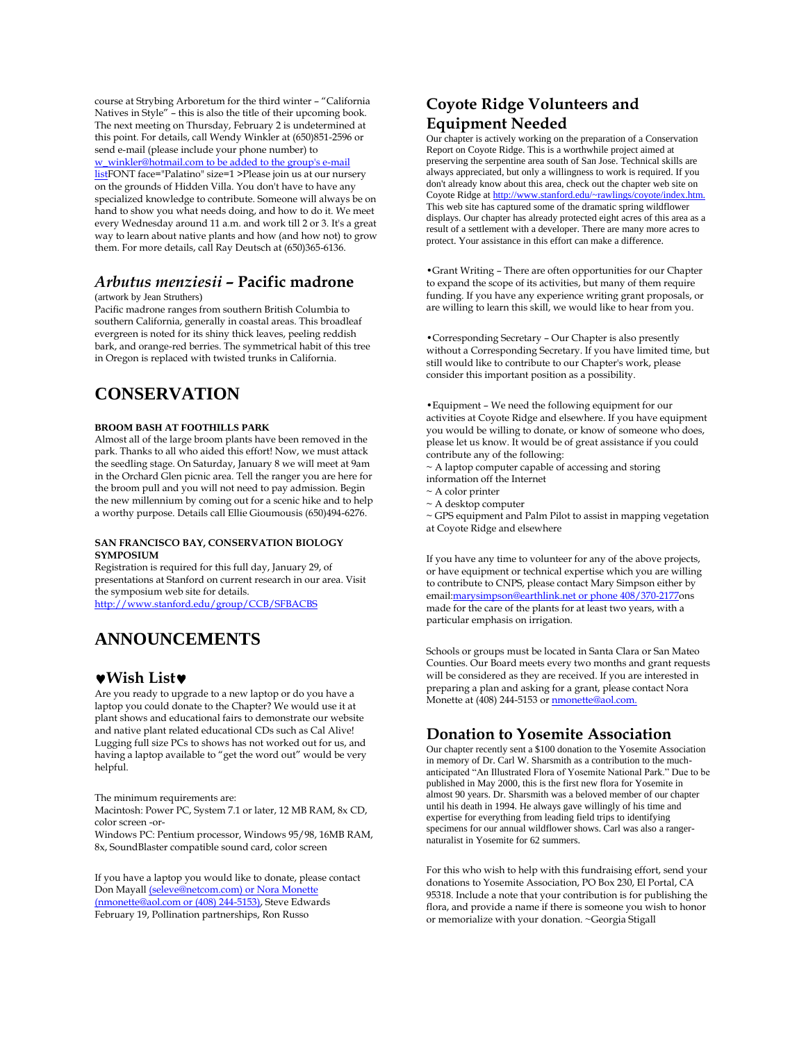course at Strybing Arboretum for the third winter – "California Natives in Style" – this is also the title of their upcoming book. The next meeting on Thursday, February 2 is undetermined at this point. For details, call Wendy Winkler at (650)851-2596 or send e-mail (please include your phone number) to w_winkler@hotmail.com to be added to the group's e-mail listFONT face="Palatino" size=1 >Please join us at our nursery on the grounds of Hidden Villa. You don't have to have any specialized knowledge to contribute. Someone will always be on hand to show you what needs doing, and how to do it. We meet every Wednesday around 11 a.m. and work till 2 or 3. It's a great way to learn about native plants and how (and how not) to grow them. For more details, call Ray Deutsch at (650)365-6136.

## *Arbutus menziesii* – Pacific madrone

(artwork by Jean Struthers)

Pacific madrone ranges from southern British Columbia to southern California, generally in coastal areas. This broadleaf evergreen is noted for its shiny thick leaves, peeling reddish bark, and orange-red berries. The symmetrical habit of this tree in Oregon is replaced with twisted trunks in California.

# CONSERVATION

### BROOM BASH AT FOOTHILLS PARK

Almost all of the large broom plants have been removed in the park. Thanks to all who aided this effort! Now, we must attack the seedling stage. On Saturday, January 8 we will meet at 9am in the Orchard Glen picnic area. Tell the ranger you are here for the broom pull and you will not need to pay admission. Begin the new millennium by coming out for a scenic hike and to help a worthy purpose. Details call Ellie Gioumousis (650)494-6276.

### SAN FRANCISCO BAY, CONSERVATION BIOLOGY SYMPOSIUM

Registration is required for this full day, January 29, of presentations at Stanford on current research in our area. Visit the symposium web site for details.
http://www.stanford.edu/group/CCB/SFBACBS

# ANNOUNCEMENTS

## ♥Wish List♥

Are you ready to upgrade to a new laptop or do you have a laptop you could donate to the Chapter? We would use it at plant shows and educational fairs to demonstrate our website and native plant related educational CDs such as Cal Alive! Lugging full size PCs to shows has not worked out for us, and having a laptop available to "get the word out" would be very helpful.

The minimum requirements are:
Macintosh: Power PC, System 7.1 or later, 12 MB RAM, 8x CD, color screen -or-
Windows PC: Pentium processor, Windows 95/98, 16MB RAM, 8x, SoundBlaster compatible sound card, color screen

If you have a laptop you would like to donate, please contact Don Mayall (seleve@netcom.com) or Nora Monette (nmonette@aol.com or (408) 244-5153), Steve Edwards February 19, Pollination partnerships, Ron Russo

## Coyote Ridge Volunteers and Equipment Needed

Our chapter is actively working on the preparation of a Conservation Report on Coyote Ridge. This is a worthwhile project aimed at preserving the serpentine area south of San Jose. Technical skills are always appreciated, but only a willingness to work is required. If you don't already know about this area, check out the chapter web site on Coyote Ridge at http://www.stanford.edu/~rawlings/coyote/index.htm. This web site has captured some of the dramatic spring wildflower displays. Our chapter has already protected eight acres of this area as a result of a settlement with a developer. There are many more acres to protect. Your assistance in this effort can make a difference.

•Grant Writing – There are often opportunities for our Chapter to expand the scope of its activities, but many of them require funding. If you have any experience writing grant proposals, or are willing to learn this skill, we would like to hear from you.

•Corresponding Secretary – Our Chapter is also presently without a Corresponding Secretary. If you have limited time, but still would like to contribute to our Chapter's work, please consider this important position as a possibility.

•Equipment – We need the following equipment for our activities at Coyote Ridge and elsewhere. If you have equipment you would be willing to donate, or know of someone who does, please let us know. It would be of great assistance if you could contribute any of the following:
~ A laptop computer capable of accessing and storing information off the Internet
~ A color printer
~ A desktop computer
~ GPS equipment and Palm Pilot to assist in mapping vegetation at Coyote Ridge and elsewhere

If you have any time to volunteer for any of the above projects, or have equipment or technical expertise which you are willing to contribute to CNPS, please contact Mary Simpson either by email:marysimpson@earthlink.net or phone 408/370-2177ons made for the care of the plants for at least two years, with a particular emphasis on irrigation.

Schools or groups must be located in Santa Clara or San Mateo Counties. Our Board meets every two months and grant requests will be considered as they are received. If you are interested in preparing a plan and asking for a grant, please contact Nora Monette at (408) 244-5153 or nmonette@aol.com.

## Donation to Yosemite Association

Our chapter recently sent a $100 donation to the Yosemite Association in memory of Dr. Carl W. Sharsmith as a contribution to the much-anticipated "An Illustrated Flora of Yosemite National Park." Due to be published in May 2000, this is the first new flora for Yosemite in almost 90 years. Dr. Sharsmith was a beloved member of our chapter until his death in 1994. He always gave willingly of his time and expertise for everything from leading field trips to identifying specimens for our annual wildflower shows. Carl was also a ranger-naturalist in Yosemite for 62 summers.

For this who wish to help with this fundraising effort, send your donations to Yosemite Association, PO Box 230, El Portal, CA 95318. Include a note that your contribution is for publishing the flora, and provide a name if there is someone you wish to honor or memorialize with your donation. ~Georgia Stigall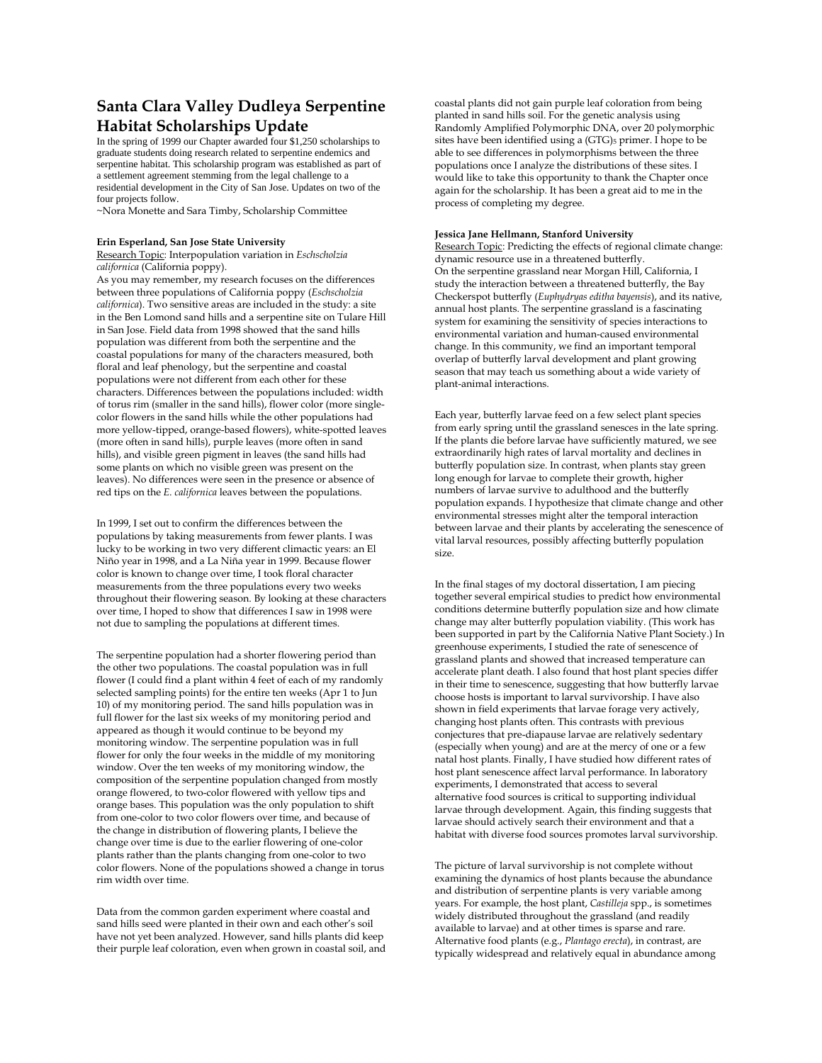## Santa Clara Valley Dudleya Serpentine Habitat Scholarships Update

In the spring of 1999 our Chapter awarded four $1,250 scholarships to graduate students doing research related to serpentine endemics and serpentine habitat. This scholarship program was established as part of a settlement agreement stemming from the legal challenge to a residential development in the City of San Jose. Updates on two of the four projects follow.

~Nora Monette and Sara Timby, Scholarship Committee

**Erin Esperland, San Jose State University**

Research Topic: Interpopulation variation in *Eschscholzia californica* (California poppy).

As you may remember, my research focuses on the differences between three populations of California poppy (*Eschscholzia californica*). Two sensitive areas are included in the study: a site in the Ben Lomond sand hills and a serpentine site on Tulare Hill in San Jose. Field data from 1998 showed that the sand hills population was different from both the serpentine and the coastal populations for many of the characters measured, both floral and leaf phenology, but the serpentine and coastal populations were not different from each other for these characters. Differences between the populations included: width of torus rim (smaller in the sand hills), flower color (more single-color flowers in the sand hills while the other populations had more yellow-tipped, orange-based flowers), white-spotted leaves (more often in sand hills), purple leaves (more often in sand hills), and visible green pigment in leaves (the sand hills had some plants on which no visible green was present on the leaves). No differences were seen in the presence or absence of red tips on the *E. californica* leaves between the populations.

In 1999, I set out to confirm the differences between the populations by taking measurements from fewer plants. I was lucky to be working in two very different climactic years: an El Niño year in 1998, and a La Niña year in 1999. Because flower color is known to change over time, I took floral character measurements from the three populations every two weeks throughout their flowering season. By looking at these characters over time, I hoped to show that differences I saw in 1998 were not due to sampling the populations at different times.

The serpentine population had a shorter flowering period than the other two populations. The coastal population was in full flower (I could find a plant within 4 feet of each of my randomly selected sampling points) for the entire ten weeks (Apr 1 to Jun 10) of my monitoring period. The sand hills population was in full flower for the last six weeks of my monitoring period and appeared as though it would continue to be beyond my monitoring window. The serpentine population was in full flower for only the four weeks in the middle of my monitoring window. Over the ten weeks of my monitoring window, the composition of the serpentine population changed from mostly orange flowered, to two-color flowered with yellow tips and orange bases. This population was the only population to shift from one-color to two color flowers over time, and because of the change in distribution of flowering plants, I believe the change over time is due to the earlier flowering of one-color plants rather than the plants changing from one-color to two color flowers. None of the populations showed a change in torus rim width over time.

Data from the common garden experiment where coastal and sand hills seed were planted in their own and each other's soil have not yet been analyzed. However, sand hills plants did keep their purple leaf coloration, even when grown in coastal soil, and coastal plants did not gain purple leaf coloration from being planted in sand hills soil. For the genetic analysis using Randomly Amplified Polymorphic DNA, over 20 polymorphic sites have been identified using a $(GTG)_5$ primer. I hope to be able to see differences in polymorphisms between the three populations once I analyze the distributions of these sites. I would like to take this opportunity to thank the Chapter once again for the scholarship. It has been a great aid to me in the process of completing my degree.

**Jessica Jane Hellmann, Stanford University**

Research Topic: Predicting the effects of regional climate change: dynamic resource use in a threatened butterfly.

On the serpentine grassland near Morgan Hill, California, I study the interaction between a threatened butterfly, the Bay Checkerspot butterfly (*Euphydryas editha bayensis*), and its native, annual host plants. The serpentine grassland is a fascinating system for examining the sensitivity of species interactions to environmental variation and human-caused environmental change. In this community, we find an important temporal overlap of butterfly larval development and plant growing season that may teach us something about a wide variety of plant-animal interactions.

Each year, butterfly larvae feed on a few select plant species from early spring until the grassland senesces in the late spring. If the plants die before larvae have sufficiently matured, we see extraordinarily high rates of larval mortality and declines in butterfly population size. In contrast, when plants stay green long enough for larvae to complete their growth, higher numbers of larvae survive to adulthood and the butterfly population expands. I hypothesize that climate change and other environmental stresses might alter the temporal interaction between larvae and their plants by accelerating the senescence of vital larval resources, possibly affecting butterfly population size.

In the final stages of my doctoral dissertation, I am piecing together several empirical studies to predict how environmental conditions determine butterfly population size and how climate change may alter butterfly population viability. (This work has been supported in part by the California Native Plant Society.) In greenhouse experiments, I studied the rate of senescence of grassland plants and showed that increased temperature can accelerate plant death. I also found that host plant species differ in their time to senescence, suggesting that how butterfly larvae choose hosts is important to larval survivorship. I have also shown in field experiments that larvae forage very actively, changing host plants often. This contrasts with previous conjectures that pre-diapause larvae are relatively sedentary (especially when young) and are at the mercy of one or a few natal host plants. Finally, I have studied how different rates of host plant senescence affect larval performance. In laboratory experiments, I demonstrated that access to several alternative food sources is critical to supporting individual larvae through development. Again, this finding suggests that larvae should actively search their environment and that a habitat with diverse food sources promotes larval survivorship.

The picture of larval survivorship is not complete without examining the dynamics of host plants because the abundance and distribution of serpentine plants is very variable among years. For example, the host plant, *Castilleja* spp., is sometimes widely distributed throughout the grassland (and readily available to larvae) and at other times is sparse and rare. Alternative food plants (e.g., *Plantago erecta*), in contrast, are typically widespread and relatively equal in abundance among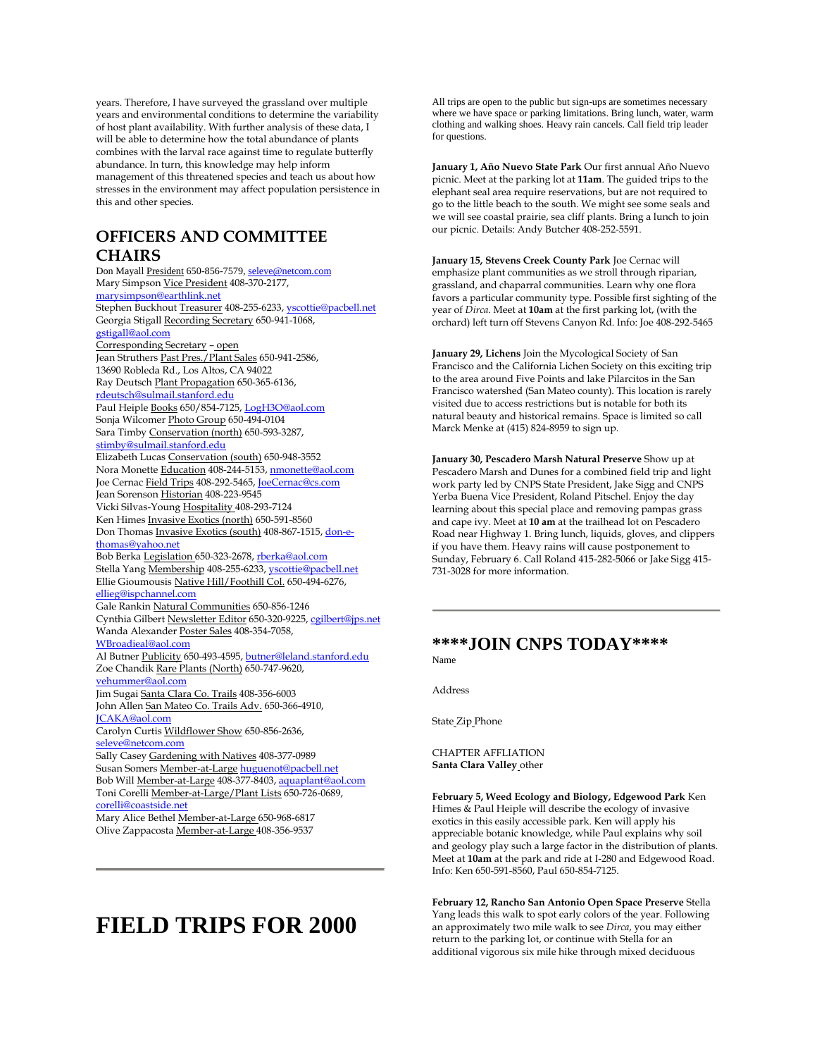years. Therefore, I have surveyed the grassland over multiple years and environmental conditions to determine the variability of host plant availability. With further analysis of these data, I will be able to determine how the total abundance of plants combines with the larval race against time to regulate butterfly abundance. In turn, this knowledge may help inform management of this threatened species and teach us about how stresses in the environment may affect population persistence in this and other species.

## OFFICERS AND COMMITTEE CHAIRS

Don Mayall President 650-856-7579, seleve@netcom.com
Mary Simpson Vice President 408-370-2177, marysimpson@earthlink.net
Stephen Buckhout Treasurer 408-255-6233, yscottie@pacbell.net
Georgia Stigall Recording Secretary 650-941-1068, gstigall@aol.com
Corresponding Secretary – open
Jean Struthers Past Pres./Plant Sales 650-941-2586, 13690 Robleda Rd., Los Altos, CA 94022
Ray Deutsch Plant Propagation 650-365-6136, rdeutsch@sulmail.stanford.edu
Paul Heiple Books 650/854-7125, LogH3O@aol.com
Sonja Wilcomer Photo Group 650-494-0104
Sara Timby Conservation (north) 650-593-3287, stimby@sulmail.stanford.edu
Elizabeth Lucas Conservation (south) 650-948-3552
Nora Monette Education 408-244-5153, nmonette@aol.com
Joe Cernac Field Trips 408-292-5465, JoeCernac@cs.com
Jean Sorenson Historian 408-223-9545
Vicki Silvas-Young Hospitality 408-293-7124
Ken Himes Invasive Exotics (north) 650-591-8560
Don Thomas Invasive Exotics (south) 408-867-1515, don-e-thomas@yahoo.net
Bob Berka Legislation 650-323-2678, rberka@aol.com
Stella Yang Membership 408-255-6233, yscottie@pacbell.net
Ellie Gioumousis Native Hill/Foothill Col. 650-494-6276, ellieg@ispchannel.com
Gale Rankin Natural Communities 650-856-1246
Cynthia Gilbert Newsletter Editor 650-320-9225, cgilbert@jps.net
Wanda Alexander Poster Sales 408-354-7058, WBroadieal@aol.com
Al Butner Publicity 650-493-4595, butner@leland.stanford.edu
Zoe Chandik Rare Plants (North) 650-747-9620, vehummer@aol.com
Jim Sugai Santa Clara Co. Trails 408-356-6003
John Allen San Mateo Co. Trails Adv. 650-366-4910, JCAKA@aol.com
Carolyn Curtis Wildflower Show 650-856-2636, seleve@netcom.com
Sally Casey Gardening with Natives 408-377-0989
Susan Somers Member-at-Large huguenot@pacbell.net
Bob Will Member-at-Large 408-377-8403, aquaplant@aol.com
Toni Corelli Member-at-Large/Plant Lists 650-726-0689, corelli@coastside.net
Mary Alice Bethel Member-at-Large 650-968-6817
Olive Zappacosta Member-at-Large 408-356-9537

---

# FIELD TRIPS FOR 2000

All trips are open to the public but sign-ups are sometimes necessary where we have space or parking limitations. Bring lunch, water, warm clothing and walking shoes. Heavy rain cancels. Call field trip leader for questions.

**January 1, Año Nuevo State Park** Our first annual Año Nuevo picnic. Meet at the parking lot at **11am**. The guided trips to the elephant seal area require reservations, but are not required to go to the little beach to the south. We might see some seals and we will see coastal prairie, sea cliff plants. Bring a lunch to join our picnic. Details: Andy Butcher 408-252-5591.

**January 15, Stevens Creek County Park** Joe Cernac will emphasize plant communities as we stroll through riparian, grassland, and chaparral communities. Learn why one flora favors a particular community type. Possible first sighting of the year of *Dirca*. Meet at **10am** at the first parking lot, (with the orchard) left turn off Stevens Canyon Rd. Info: Joe 408-292-5465

**January 29, Lichens** Join the Mycological Society of San Francisco and the California Lichen Society on this exciting trip to the area around Five Points and lake Pilarcitos in the San Francisco watershed (San Mateo county). This location is rarely visited due to access restrictions but is notable for both its natural beauty and historical remains. Space is limited so call Marck Menke at (415) 824-8959 to sign up.

**January 30, Pescadero Marsh Natural Preserve** Show up at Pescadero Marsh and Dunes for a combined field trip and light work party led by CNPS State President, Jake Sigg and CNPS Yerba Buena Vice President, Roland Pitschel. Enjoy the day learning about this special place and removing pampas grass and cape ivy. Meet at **10 am** at the trailhead lot on Pescadero Road near Highway 1. Bring lunch, liquids, gloves, and clippers if you have them. Heavy rains will cause postponement to Sunday, February 6. Call Roland 415-282-5066 or Jake Sigg 415-731-3028 for more information.

---

## ****JOIN CNPS TODAY****

Name

Address

State Zip Phone

CHAPTER AFFLIATION
**Santa Clara Valley** other

**February 5, Weed Ecology and Biology, Edgewood Park** Ken Himes & Paul Heiple will describe the ecology of invasive exotics in this easily accessible park. Ken will apply his appreciable botanic knowledge, while Paul explains why soil and geology play such a large factor in the distribution of plants. Meet at **10am** at the park and ride at I-280 and Edgewood Road. Info: Ken 650-591-8560, Paul 650-854-7125.

**February 12, Rancho San Antonio Open Space Preserve** Stella Yang leads this walk to spot early colors of the year. Following an approximately two mile walk to see *Dirca*, you may either return to the parking lot, or continue with Stella for an additional vigorous six mile hike through mixed deciduous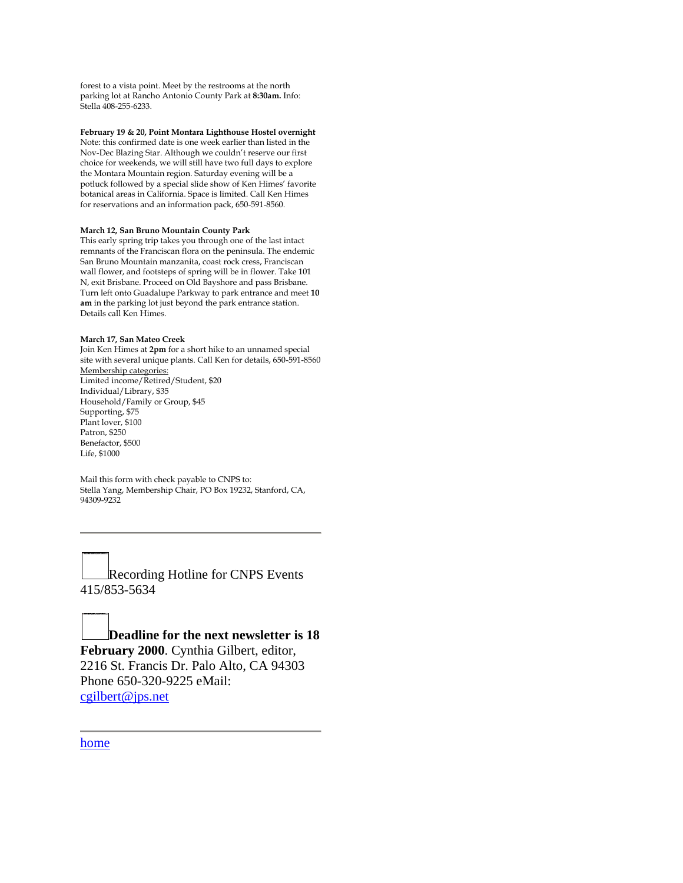forest to a vista point. Meet by the restrooms at the north parking lot at Rancho Antonio County Park at **8:30am.** Info: Stella 408-255-6233.

**February 19 & 20, Point Montara Lighthouse Hostel overnight**
Note: this confirmed date is one week earlier than listed in the Nov-Dec Blazing Star. Although we couldn't reserve our first choice for weekends, we will still have two full days to explore the Montara Mountain region. Saturday evening will be a potluck followed by a special slide show of Ken Himes' favorite botanical areas in California. Space is limited. Call Ken Himes for reservations and an information pack, 650-591-8560.

**March 12, San Bruno Mountain County Park**
This early spring trip takes you through one of the last intact remnants of the Franciscan flora on the peninsula. The endemic San Bruno Mountain manzanita, coast rock cress, Franciscan wall flower, and footsteps of spring will be in flower. Take 101 N, exit Brisbane. Proceed on Old Bayshore and pass Brisbane. Turn left onto Guadalupe Parkway to park entrance and meet **10 am** in the parking lot just beyond the park entrance station. Details call Ken Himes.

**March 17, San Mateo Creek**
Join Ken Himes at **2pm** for a short hike to an unnamed special site with several unique plants. Call Ken for details, 650-591-8560

Membership categories:
Limited income/Retired/Student, $20
Individual/Library, $35
Household/Family or Group, $45
Supporting, $75
Plant lover, $100
Patron, $250
Benefactor, $500
Life, $1000

Mail this form with check payable to CNPS to:
Stella Yang, Membership Chair, PO Box 19232, Stanford, CA, 94309-9232

---

Recording Hotline for CNPS Events 415/853-5634

**Deadline for the next newsletter is 18 February 2000**. Cynthia Gilbert, editor, 2216 St. Francis Dr. Palo Alto, CA 94303 Phone 650-320-9225 eMail: cgilbert@jps.net

---

home